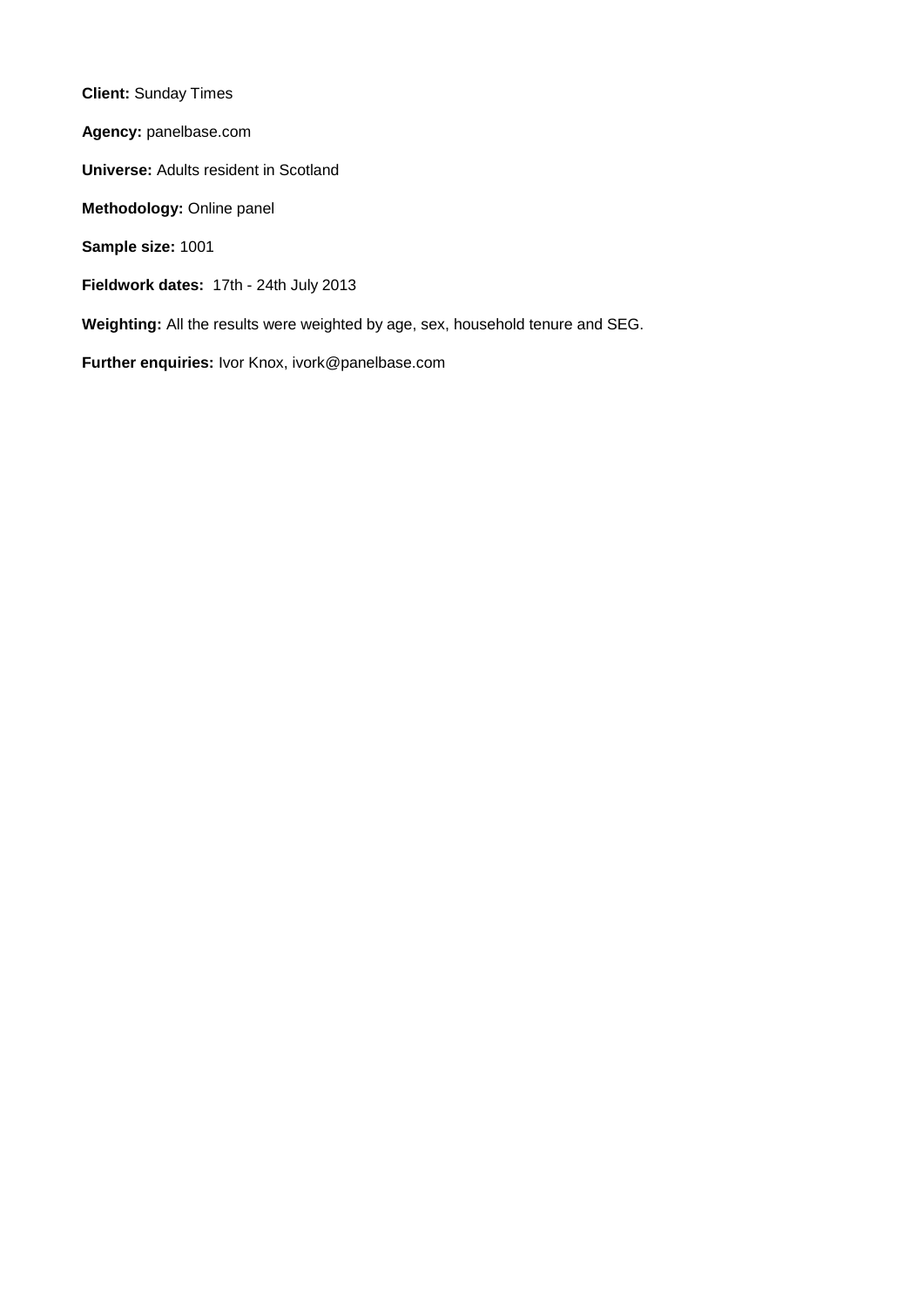**Client:** Sunday Times

**Agency:** panelbase.com

**Universe:** Adults resident in Scotland

**Methodology:** Online panel

**Sample size:** 1001

**Fieldwork dates:** 17th - 24th July 2013

**Weighting:** All the results were weighted by age, sex, household tenure and SEG.

**Further enquiries:** Ivor Knox, ivork@panelbase.com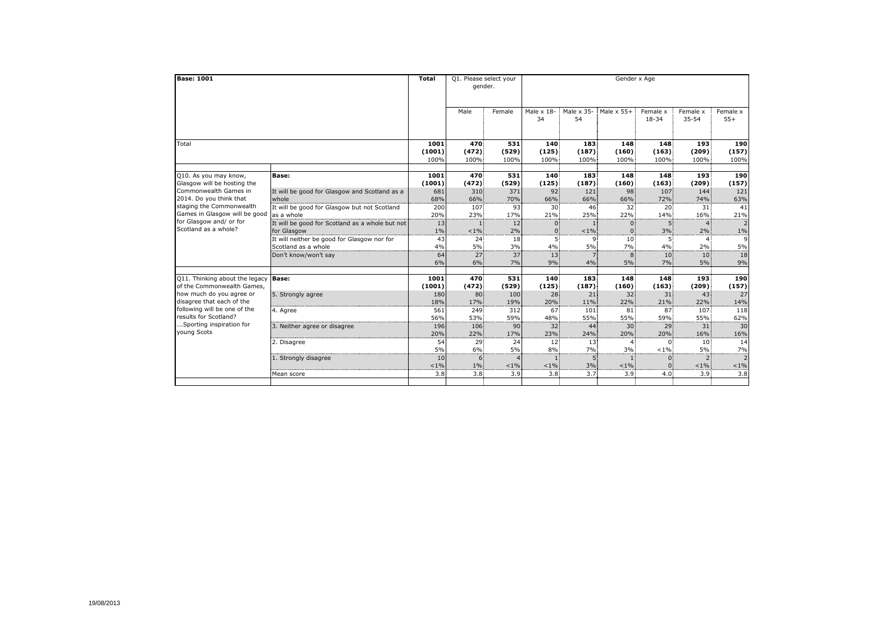| Base: 1001 | | Total | Q1. Please select your gender. | | Gender x Age | | | | | |
|---|---|---|---|---|---|---|---|---|---|---|
| | | | Male | Female | Male x 18-34 | Male x 35-54 | Male x 55+ | Female x 18-34 | Female x 35-54 | Female x 55+ |
| Total | | 1001 (1001) 100% | 470 (472) 100% | 531 (529) 100% | 140 (125) 100% | 183 (187) 100% | 148 (160) 100% | 148 (163) 100% | 193 (209) 100% | 190 (157) 100% |
| Q10. As you may know, Glasgow will be hosting the Commonwealth Games in 2014. Do you think that staging the Commonwealth Games in Glasgow will be good for Glasgow and/ or for Scotland as a whole? | **Base:** | 1001 (1001) | 470 (472) | 531 (529) | 140 (125) | 183 (187) | 148 (160) | 148 (163) | 193 (209) | 190 (157) |
| | It will be good for Glasgow and Scotland as a whole | 681 68% | 310 66% | 371 70% | 92 66% | 121 66% | 98 66% | 107 72% | 144 74% | 121 63% |
| | It will be good for Glasgow but not Scotland as a whole | 200 20% | 107 23% | 93 17% | 30 21% | 46 25% | 32 22% | 20 14% | 31 16% | 41 21% |
| | It will be good for Scotland as a whole but not for Glasgow | 13 1% | 1 <1% | 12 2% | 0 0 | 1 <1% | 0 0 | 5 3% | 4 2% | 2 1% |
| | It will neither be good for Glasgow nor for Scotland as a whole | 43 4% | 24 5% | 18 3% | 5 4% | 9 5% | 10 7% | 5 4% | 4 2% | 9 5% |
| | Don't know/won't say | 64 6% | 27 6% | 37 7% | 13 9% | 7 4% | 8 5% | 10 7% | 10 5% | 18 9% |
| Q11. Thinking about the legacy of the Commonwealth Games, how much do you agree or disagree that each of the following will be one of the results for Scotland? ...Sporting inspiration for young Scots | **Base:** | 1001 (1001) | 470 (472) | 531 (529) | 140 (125) | 183 (187) | 148 (160) | 148 (163) | 193 (209) | 190 (157) |
| | 5. Strongly agree | 180 18% | 80 17% | 100 19% | 28 20% | 21 11% | 32 22% | 31 21% | 43 22% | 27 14% |
| | 4. Agree | 561 56% | 249 53% | 312 59% | 67 48% | 101 55% | 81 55% | 87 59% | 107 55% | 118 62% |
| | 3. Neither agree or disagree | 196 20% | 106 22% | 90 17% | 32 23% | 44 24% | 30 20% | 29 20% | 31 16% | 30 16% |
| | 2. Disagree | 54 5% | 29 6% | 24 5% | 12 8% | 13 7% | 4 3% | 0 <1% | 10 5% | 14 7% |
| | 1. Strongly disagree | 10 <1% | 6 1% | 4 <1% | 1 <1% | 5 3% | 1 <1% | 0 0 | 2 <1% | 2 <1% |
| | Mean score | 3.8 | 3.8 | 3.9 | 3.8 | 3.7 | 3.9 | 4.0 | 3.9 | 3.8 |

19/08/2013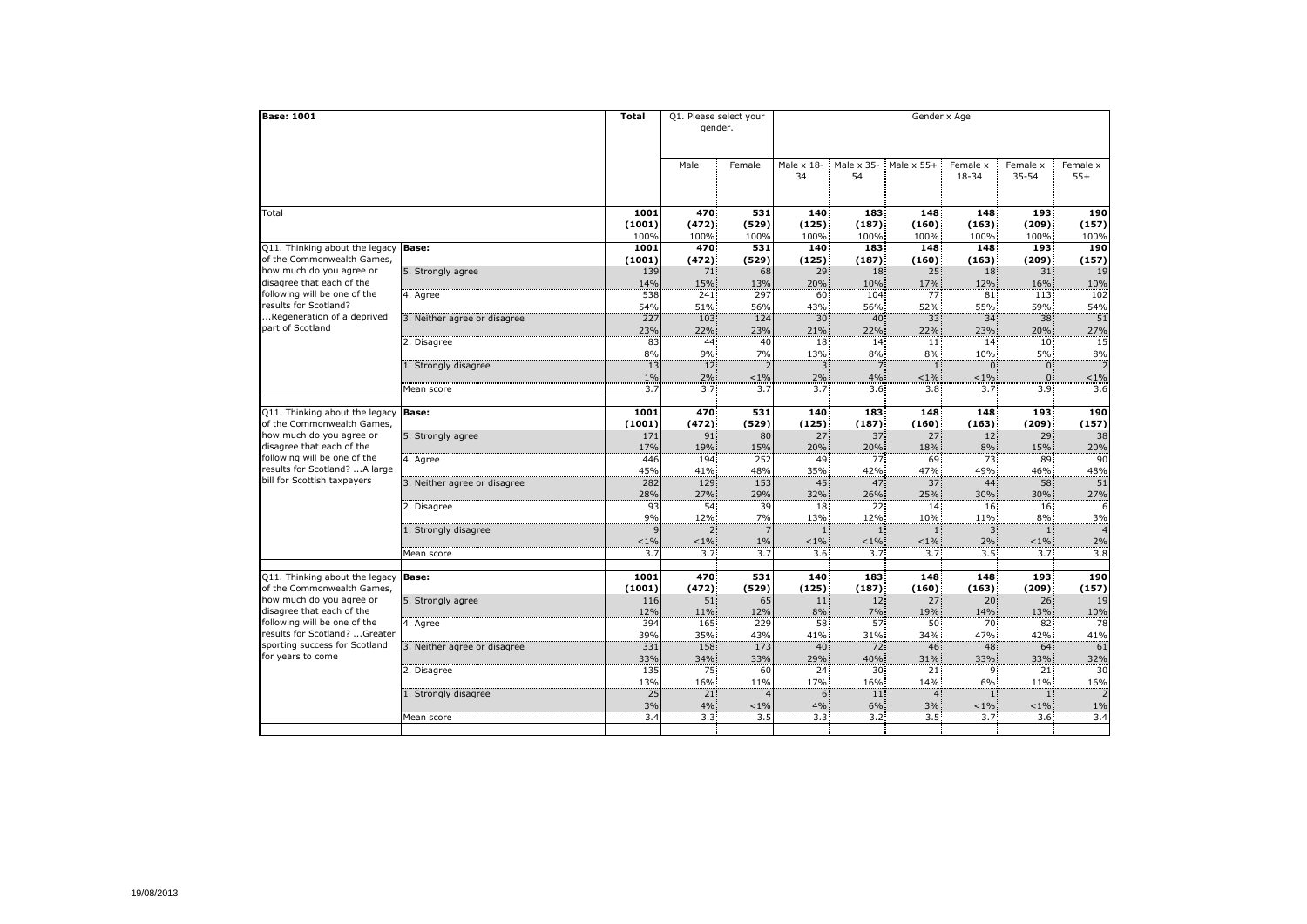| Base: 1001 | | Total | Q1. Please select your gender. | | Gender x Age | | | | | |
|---|---|---|---|---|---|---|---|---|---|---|
| | | | Male | Female | Male x 18-34 | Male x 35-54 | Male x 55+ | Female x 18-34 | Female x 35-54 | Female x 55+ |
| Total | | **1001** | **470** | **531** | **140** | **183** | **148** | **148** | **193** | **190** |
| | | **(1001)** | **(472)** | **(529)** | **(125)** | **(187)** | **(160)** | **(163)** | **(209)** | **(157)** |
| | | 100% | 100% | 100% | 100% | 100% | 100% | 100% | 100% | 100% |
| Q11. Thinking about the legacy of the Commonwealth Games, how much do you agree or disagree that each of the following will be one of the results for Scotland? ...Regeneration of a deprived part of Scotland | **Base:** | **1001** | **470** | **531** | **140** | **183** | **148** | **148** | **193** | **190** |
| | | **(1001)** | **(472)** | **(529)** | **(125)** | **(187)** | **(160)** | **(163)** | **(209)** | **(157)** |
| | 5. Strongly agree | 139 | 71 | 68 | 29 | 18 | 25 | 18 | 31 | 19 |
| | | 14% | 15% | 13% | 20% | 10% | 17% | 12% | 16% | 10% |
| | 4. Agree | 538 | 241 | 297 | 60 | 104 | 77 | 81 | 113 | 102 |
| | | 54% | 51% | 56% | 43% | 56% | 52% | 55% | 59% | 54% |
| | 3. Neither agree or disagree | 227 | 103 | 124 | 30 | 40 | 33 | 34 | 38 | 51 |
| | | 23% | 22% | 23% | 21% | 22% | 22% | 23% | 20% | 27% |
| | 2. Disagree | 83 | 44 | 40 | 18 | 14 | 11 | 14 | 10 | 15 |
| | | 8% | 9% | 7% | 13% | 8% | 8% | 10% | 5% | 8% |
| | 1. Strongly disagree | 13 | 12 | 2 | 3 | 7 | 1 | 0 | 0 | 2 |
| | | 1% | 2% | <1% | 2% | 4% | <1% | <1% | 0 | <1% |
| | Mean score | 3.7 | 3.7 | 3.7 | 3.7 | 3.6 | 3.8 | 3.7 | 3.9 | 3.6 |
| Q11. Thinking about the legacy of the Commonwealth Games, how much do you agree or disagree that each of the following will be one of the results for Scotland? ...A large bill for Scottish taxpayers | **Base:** | **1001** | **470** | **531** | **140** | **183** | **148** | **148** | **193** | **190** |
| | | **(1001)** | **(472)** | **(529)** | **(125)** | **(187)** | **(160)** | **(163)** | **(209)** | **(157)** |
| | 5. Strongly agree | 171 | 91 | 80 | 27 | 37 | 27 | 12 | 29 | 38 |
| | | 17% | 19% | 15% | 20% | 20% | 18% | 8% | 15% | 20% |
| | 4. Agree | 446 | 194 | 252 | 49 | 77 | 69 | 73 | 89 | 90 |
| | | 45% | 41% | 48% | 35% | 42% | 47% | 49% | 46% | 48% |
| | 3. Neither agree or disagree | 282 | 129 | 153 | 45 | 47 | 37 | 44 | 58 | 51 |
| | | 28% | 27% | 29% | 32% | 26% | 25% | 30% | 30% | 27% |
| | 2. Disagree | 93 | 54 | 39 | 18 | 22 | 14 | 16 | 16 | 6 |
| | | 9% | 12% | 7% | 13% | 12% | 10% | 11% | 8% | 3% |
| | 1. Strongly disagree | 9 | 2 | 7 | 1 | 1 | 1 | 3 | 1 | 4 |
| | | <1% | <1% | 1% | <1% | <1% | <1% | 2% | <1% | 2% |
| | Mean score | 3.7 | 3.7 | 3.7 | 3.6 | 3.7 | 3.7 | 3.5 | 3.7 | 3.8 |
| Q11. Thinking about the legacy of the Commonwealth Games, how much do you agree or disagree that each of the following will be one of the results for Scotland? ...Greater sporting success for Scotland for years to come | **Base:** | **1001** | **470** | **531** | **140** | **183** | **148** | **148** | **193** | **190** |
| | | **(1001)** | **(472)** | **(529)** | **(125)** | **(187)** | **(160)** | **(163)** | **(209)** | **(157)** |
| | 5. Strongly agree | 116 | 51 | 65 | 11 | 12 | 27 | 20 | 26 | 19 |
| | | 12% | 11% | 12% | 8% | 7% | 19% | 14% | 13% | 10% |
| | 4. Agree | 394 | 165 | 229 | 58 | 57 | 50 | 70 | 82 | 78 |
| | | 39% | 35% | 43% | 41% | 31% | 34% | 47% | 42% | 41% |
| | 3. Neither agree or disagree | 331 | 158 | 173 | 40 | 72 | 46 | 48 | 64 | 61 |
| | | 33% | 34% | 33% | 29% | 40% | 31% | 33% | 33% | 32% |
| | 2. Disagree | 135 | 75 | 60 | 24 | 30 | 21 | 9 | 21 | 30 |
| | | 13% | 16% | 11% | 17% | 16% | 14% | 6% | 11% | 16% |
| | 1. Strongly disagree | 25 | 21 | 4 | 6 | 11 | 4 | 1 | 1 | 2 |
| | | 3% | 4% | <1% | 4% | 6% | 3% | <1% | <1% | 1% |
| | Mean score | 3.4 | 3.3 | 3.5 | 3.3 | 3.2 | 3.5 | 3.7 | 3.6 | 3.4 |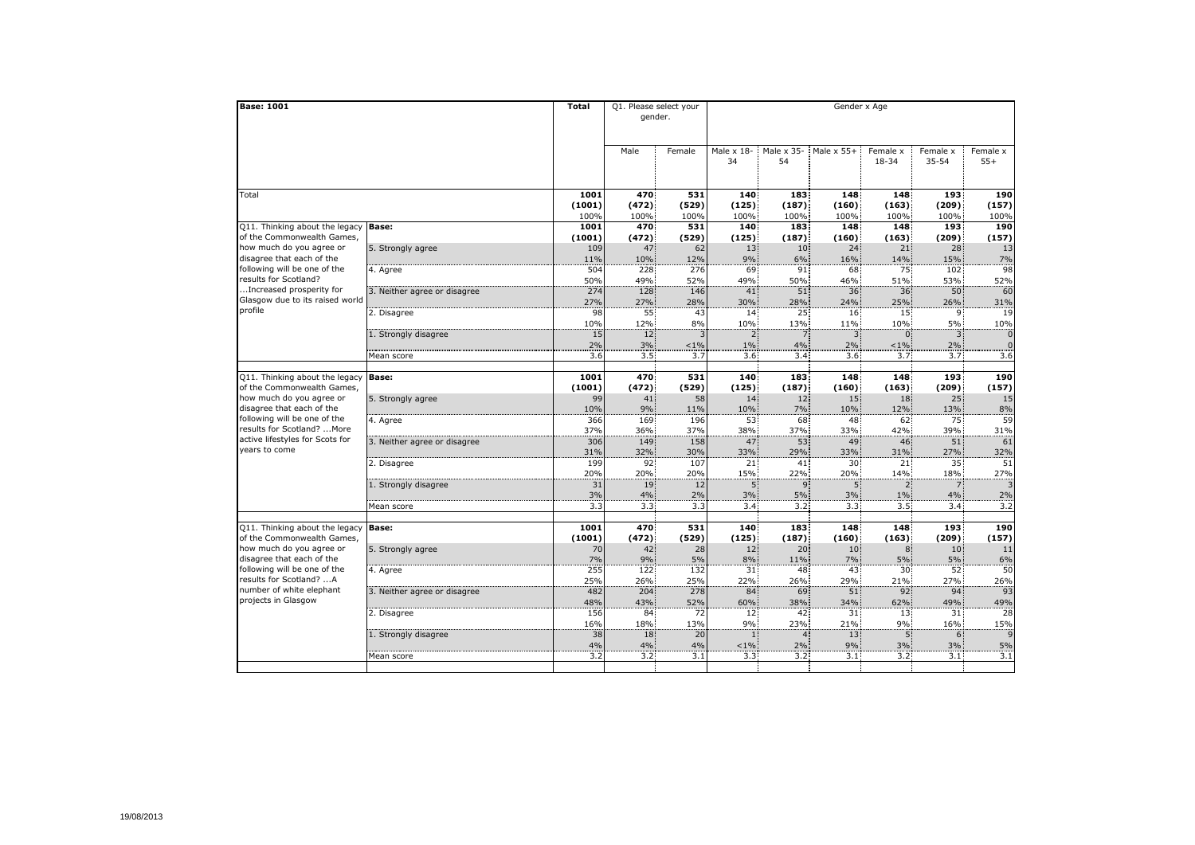**Base: 1001**

| | | Total | Q1. Please select your gender. | | Gender x Age | | | | | |
|---|---|---|---|---|---|---|---|---|---|---|
| | | | Male | Female | Male x 18-34 | Male x 35-54 | Male x 55+ | Female x 18-34 | Female x 35-54 | Female x 55+ |
| Total | | 1001 (1001) 100% | 470 (472) 100% | 531 (529) 100% | 140 (125) 100% | 183 (187) 100% | 148 (160) 100% | 148 (163) 100% | 193 (209) 100% | 190 (157) 100% |
| Q11. Thinking about the legacy of the Commonwealth Games, how much do you agree or disagree that each of the following will be one of the results for Scotland? ...Increased prosperity for Glasgow due to its raised world profile | **Base:** | 1001 (1001) | 470 (472) | 531 (529) | 140 (125) | 183 (187) | 148 (160) | 148 (163) | 193 (209) | 190 (157) |
| | 5. Strongly agree | 109 11% | 47 10% | 62 12% | 13 9% | 10 6% | 24 16% | 21 14% | 28 15% | 13 7% |
| | 4. Agree | 504 50% | 228 49% | 276 52% | 69 49% | 91 50% | 68 46% | 75 51% | 102 53% | 98 52% |
| | 3. Neither agree or disagree | 274 27% | 128 27% | 146 28% | 41 30% | 51 28% | 36 24% | 36 25% | 50 26% | 60 31% |
| | 2. Disagree | 98 10% | 55 12% | 43 8% | 14 10% | 25 13% | 16 11% | 15 10% | 9 5% | 19 10% |
| | 1. Strongly disagree | 15 2% | 12 3% | 3 <1% | 2 1% | 7 4% | 3 2% | 0 <1% | 3 2% | 0 0 |
| | Mean score | 3.6 | 3.5 | 3.7 | 3.6 | 3.4 | 3.6 | 3.7 | 3.7 | 3.6 |
| Q11. Thinking about the legacy of the Commonwealth Games, how much do you agree or disagree that each of the following will be one of the results for Scotland? ...More active lifestyles for Scots for years to come | **Base:** | 1001 (1001) | 470 (472) | 531 (529) | 140 (125) | 183 (187) | 148 (160) | 148 (163) | 193 (209) | 190 (157) |
| | 5. Strongly agree | 99 10% | 41 9% | 58 11% | 14 10% | 12 7% | 15 10% | 18 12% | 25 13% | 15 8% |
| | 4. Agree | 366 37% | 169 36% | 196 37% | 53 38% | 68 37% | 48 33% | 62 42% | 75 39% | 59 31% |
| | 3. Neither agree or disagree | 306 31% | 149 32% | 158 30% | 47 33% | 53 29% | 49 33% | 46 31% | 51 27% | 61 32% |
| | 2. Disagree | 199 20% | 92 20% | 107 20% | 21 15% | 41 22% | 30 20% | 21 14% | 35 18% | 51 27% |
| | 1. Strongly disagree | 31 3% | 19 4% | 12 2% | 5 3% | 9 5% | 5 3% | 2 1% | 7 4% | 3 2% |
| | Mean score | 3.3 | 3.3 | 3.3 | 3.4 | 3.2 | 3.3 | 3.5 | 3.4 | 3.2 |
| Q11. Thinking about the legacy of the Commonwealth Games, how much do you agree or disagree that each of the following will be one of the results for Scotland? ...A number of white elephant projects in Glasgow | **Base:** | 1001 (1001) | 470 (472) | 531 (529) | 140 (125) | 183 (187) | 148 (160) | 148 (163) | 193 (209) | 190 (157) |
| | 5. Strongly agree | 70 7% | 42 9% | 28 5% | 12 8% | 20 11% | 10 7% | 8 5% | 10 5% | 11 6% |
| | 4. Agree | 255 25% | 122 26% | 132 25% | 31 22% | 48 26% | 43 29% | 30 21% | 52 27% | 50 26% |
| | 3. Neither agree or disagree | 482 48% | 204 43% | 278 52% | 84 60% | 69 38% | 51 34% | 92 62% | 94 49% | 93 49% |
| | 2. Disagree | 156 16% | 84 18% | 72 13% | 12 9% | 42 23% | 31 21% | 13 9% | 31 16% | 28 15% |
| | 1. Strongly disagree | 38 4% | 18 4% | 20 4% | 1 <1% | 4 2% | 13 9% | 5 3% | 6 3% | 9 5% |
| | Mean score | 3.2 | 3.2 | 3.1 | 3.3 | 3.2 | 3.1 | 3.2 | 3.1 | 3.1 |

19/08/2013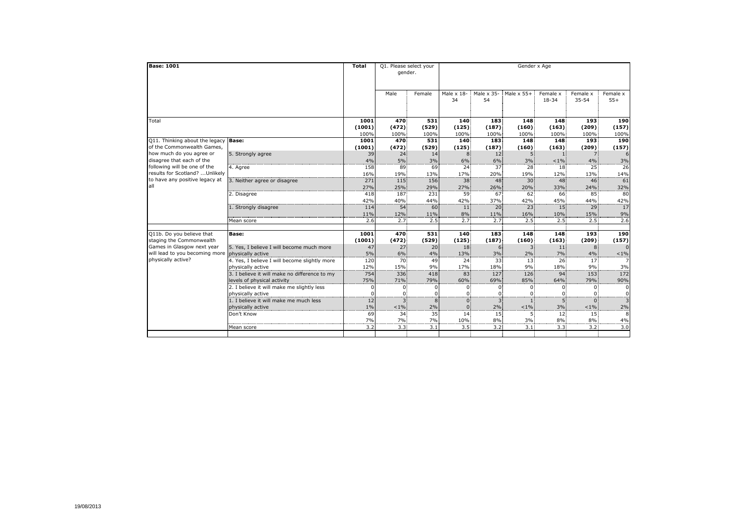| Base: 1001 | | Total | Q1. Please select your gender. | | Gender x Age | | | | | |
|---|---|---|---|---|---|---|---|---|---|---|
| | | | Male | Female | Male x 18-34 | Male x 35-54 | Male x 55+ | Female x 18-34 | Female x 35-54 | Female x 55+ |
| Total | | 1001 (1001) 100% | 470 (472) 100% | 531 (529) 100% | 140 (125) 100% | 183 (187) 100% | 148 (160) 100% | 148 (163) 100% | 193 (209) 100% | 190 (157) 100% |
| Q11. Thinking about the legacy of the Commonwealth Games, how much do you agree or disagree that each of the following will be one of the results for Scotland? ...Unlikely to have any positive legacy at all | **Base:** | 1001 (1001) | 470 (472) | 531 (529) | 140 (125) | 183 (187) | 148 (160) | 148 (163) | 193 (209) | 190 (157) |
| | 5. Strongly agree | 39 4% | 24 5% | 14 3% | 8 6% | 12 6% | 5 3% | 1 <1% | 7 4% | 6 3% |
| | 4. Agree | 158 16% | 89 19% | 69 13% | 24 17% | 37 20% | 28 19% | 18 12% | 25 13% | 26 14% |
| | 3. Neither agree or disagree | 271 27% | 115 25% | 156 29% | 38 27% | 48 26% | 30 20% | 48 33% | 46 24% | 61 32% |
| | 2. Disagree | 418 42% | 187 40% | 231 44% | 59 42% | 67 37% | 62 42% | 66 45% | 85 44% | 80 42% |
| | 1. Strongly disagree | 114 11% | 54 12% | 60 11% | 11 8% | 20 11% | 23 16% | 15 10% | 29 15% | 17 9% |
| | Mean score | 2.6 | 2.7 | 2.5 | 2.7 | 2.7 | 2.5 | 2.5 | 2.5 | 2.6 |
| Q11b. Do you believe that staging the Commonwealth Games in Glasgow next year will lead to you becoming more physically active? | **Base:** | 1001 (1001) | 470 (472) | 531 (529) | 140 (125) | 183 (187) | 148 (160) | 148 (163) | 193 (209) | 190 (157) |
| | 5. Yes, I believe I will become much more physically active | 47 5% | 27 6% | 20 4% | 18 13% | 6 3% | 3 2% | 11 7% | 8 4% | 0 <1% |
| | 4. Yes, I believe I will become slightly more physically active | 120 12% | 70 15% | 49 9% | 24 17% | 33 18% | 13 9% | 26 18% | 17 9% | 7 3% |
| | 3. I believe it will make no difference to my levels of physical activity | 754 75% | 336 71% | 418 79% | 83 60% | 127 69% | 126 85% | 94 64% | 153 79% | 172 90% |
| | 2. I believe it will make me slightly less physically active | 0 0 | 0 0 | 0 0 | 0 0 | 0 0 | 0 0 | 0 0 | 0 0 | 0 0 |
| | 1. I believe it will make me much less physically active | 12 1% | 3 <1% | 8 2% | 0 0 | 3 2% | 1 <1% | 5 3% | 0 <1% | 3 2% |
| | Don't Know | 69 7% | 34 7% | 35 7% | 14 10% | 15 8% | 5 3% | 12 8% | 15 8% | 8 4% |
| | Mean score | 3.2 | 3.3 | 3.1 | 3.5 | 3.2 | 3.1 | 3.3 | 3.2 | 3.0 |

19/08/2013